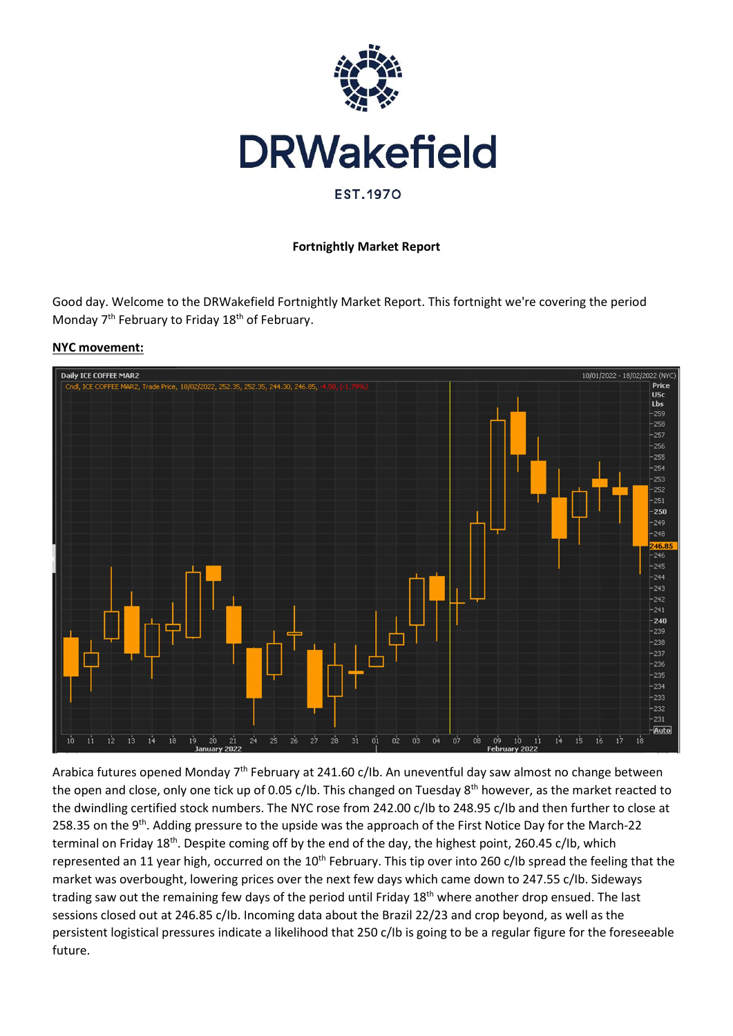DRWakefield

EST.1970

**Fortnightly Market Report**

Good day. Welcome to the DRWakefield Fortnightly Market Report. This fortnight we're covering the period Monday 7th February to Friday 18th of February.

**NYC movement:**

Arabica futures opened Monday 7th February at 241.60 c/lb. An uneventful day saw almost no change between the open and close, only one tick up of 0.05 c/lb. This changed on Tuesday 8th however, as the market reacted to the dwindling certified stock numbers. The NYC rose from 242.00 c/lb to 248.95 c/lb and then further to close at 258.35 on the 9th. Adding pressure to the upside was the approach of the First Notice Day for the March-22 terminal on Friday 18th. Despite coming off by the end of the day, the highest point, 260.45 c/lb, which represented an 11 year high, occurred on the 10th February. This tip over into 260 c/lb spread the feeling that the market was overbought, lowering prices over the next few days which came down to 247.55 c/lb. Sideways trading saw out the remaining few days of the period until Friday 18th where another drop ensued. The last sessions closed out at 246.85 c/lb. Incoming data about the Brazil 22/23 and crop beyond, as well as the persistent logistical pressures indicate a likelihood that 250 c/lb is going to be a regular figure for the foreseeable future.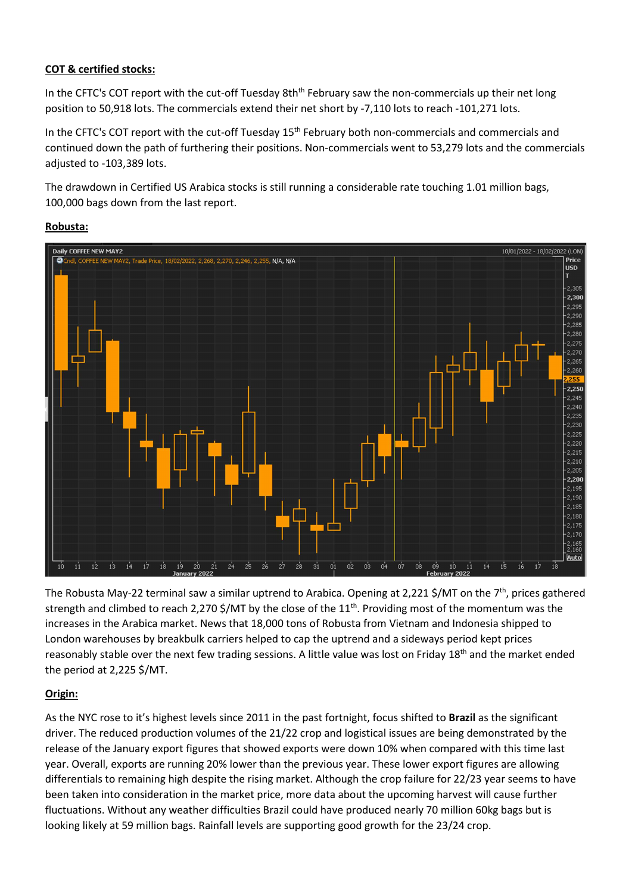**COT & certified stocks:**

In the CFTC's COT report with the cut-off Tuesday 8th[th] February saw the non-commercials up their net long position to 50,918 lots. The commercials extend their net short by -7,110 lots to reach -101,271 lots.

In the CFTC's COT report with the cut-off Tuesday 15[th] February both non-commercials and commercials and continued down the path of furthering their positions. Non-commercials went to 53,279 lots and the commercials adjusted to -103,389 lots.

The drawdown in Certified US Arabica stocks is still running a considerable rate touching 1.01 million bags, 100,000 bags down from the last report.

**Robusta:**

The Robusta May-22 terminal saw a similar uptrend to Arabica. Opening at 2,221 $/MT on the 7[th], prices gathered strength and climbed to reach 2,270 $/MT by the close of the 11[th]. Providing most of the momentum was the increases in the Arabica market. News that 18,000 tons of Robusta from Vietnam and Indonesia shipped to London warehouses by breakbulk carriers helped to cap the uptrend and a sideways period kept prices reasonably stable over the next few trading sessions. A little value was lost on Friday 18[th] and the market ended the period at 2,225 $/MT.

**Origin:**

As the NYC rose to it's highest levels since 2011 in the past fortnight, focus shifted to **Brazil** as the significant driver. The reduced production volumes of the 21/22 crop and logistical issues are being demonstrated by the release of the January export figures that showed exports were down 10% when compared with this time last year. Overall, exports are running 20% lower than the previous year. These lower export figures are allowing differentials to remaining high despite the rising market. Although the crop failure for 22/23 year seems to have been taken into consideration in the market price, more data about the upcoming harvest will cause further fluctuations. Without any weather difficulties Brazil could have produced nearly 70 million 60kg bags but is looking likely at 59 million bags. Rainfall levels are supporting good growth for the 23/24 crop.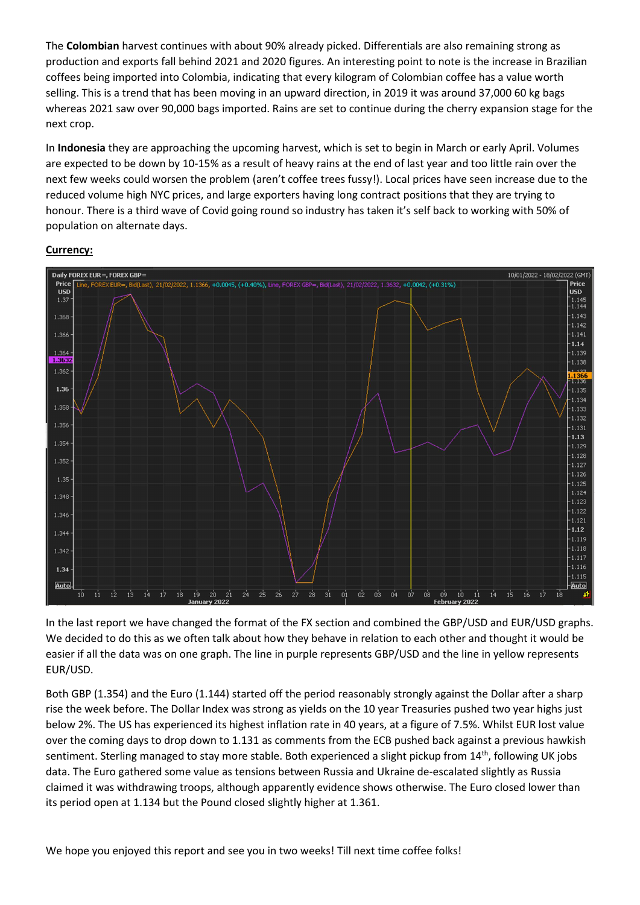The **Colombian** harvest continues with about 90% already picked. Differentials are also remaining strong as production and exports fall behind 2021 and 2020 figures. An interesting point to note is the increase in Brazilian coffees being imported into Colombia, indicating that every kilogram of Colombian coffee has a value worth selling. This is a trend that has been moving in an upward direction, in 2019 it was around 37,000 60 kg bags whereas 2021 saw over 90,000 bags imported. Rains are set to continue during the cherry expansion stage for the next crop.

In **Indonesia** they are approaching the upcoming harvest, which is set to begin in March or early April. Volumes are expected to be down by 10-15% as a result of heavy rains at the end of last year and too little rain over the next few weeks could worsen the problem (aren't coffee trees fussy!). Local prices have seen increase due to the reduced volume high NYC prices, and large exporters having long contract positions that they are trying to honour. There is a third wave of Covid going round so industry has taken it's self back to working with 50% of population on alternate days.

**Currency:**

In the last report we have changed the format of the FX section and combined the GBP/USD and EUR/USD graphs. We decided to do this as we often talk about how they behave in relation to each other and thought it would be easier if all the data was on one graph. The line in purple represents GBP/USD and the line in yellow represents EUR/USD.

Both GBP (1.354) and the Euro (1.144) started off the period reasonably strongly against the Dollar after a sharp rise the week before. The Dollar Index was strong as yields on the 10 year Treasuries pushed two year highs just below 2%. The US has experienced its highest inflation rate in 40 years, at a figure of 7.5%. Whilst EUR lost value over the coming days to drop down to 1.131 as comments from the ECB pushed back against a previous hawkish sentiment. Sterling managed to stay more stable. Both experienced a slight pickup from 14th, following UK jobs data. The Euro gathered some value as tensions between Russia and Ukraine de-escalated slightly as Russia claimed it was withdrawing troops, although apparently evidence shows otherwise. The Euro closed lower than its period open at 1.134 but the Pound closed slightly higher at 1.361.

We hope you enjoyed this report and see you in two weeks! Till next time coffee folks!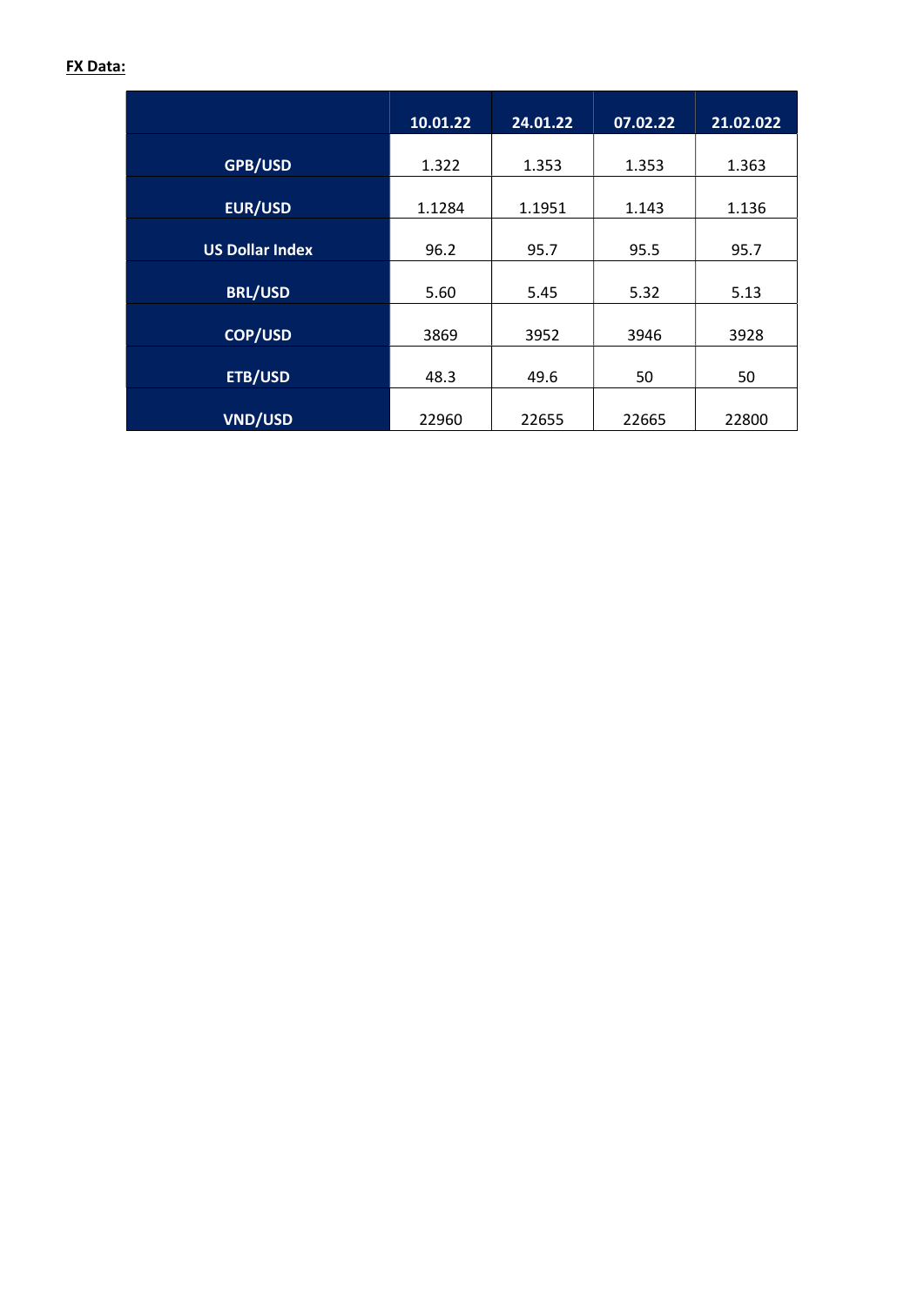**FX Data:**

| | 10.01.22 | 24.01.22 | 07.02.22 | 21.02.022 |
|---|---|---|---|---|
| GPB/USD | 1.322 | 1.353 | 1.353 | 1.363 |
| EUR/USD | 1.1284 | 1.1951 | 1.143 | 1.136 |
| US Dollar Index | 96.2 | 95.7 | 95.5 | 95.7 |
| BRL/USD | 5.60 | 5.45 | 5.32 | 5.13 |
| COP/USD | 3869 | 3952 | 3946 | 3928 |
| ETB/USD | 48.3 | 49.6 | 50 | 50 |
| VND/USD | 22960 | 22655 | 22665 | 22800 |